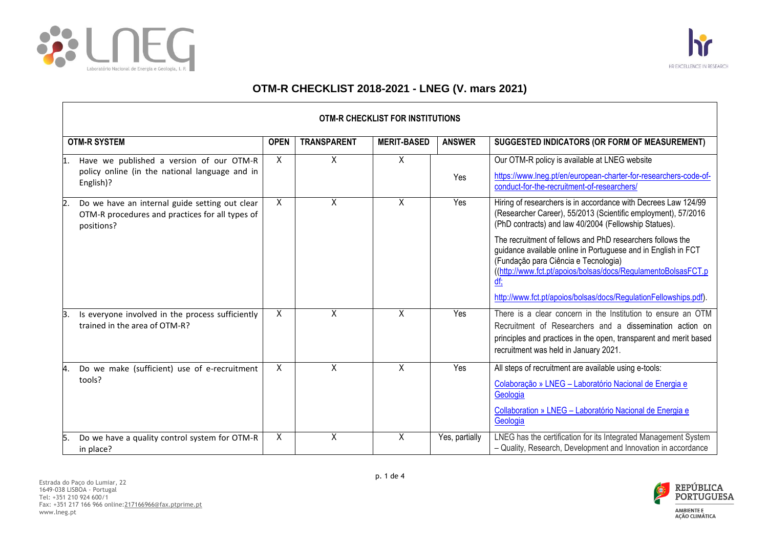# OTM-R CHECKLIST 2018-2021 - LNEG (V. mars 2021)

| OTM-R CHECKLIST FOR INSTITUTIONS | | | | | |
|---|---|---|---|---|---|
| **OTM-R SYSTEM** | **OPEN** | **TRANSPARENT** | **MERIT-BASED** | **ANSWER** | **SUGGESTED INDICATORS (OR FORM OF MEASUREMENT)** |
| 1. Have we published a version of our OTM-R policy online (in the national language and in English)? | X | X | X | Yes | Our OTM-R policy is available at LNEG website<br>https://www.lneg.pt/en/european-charter-for-researchers-code-of-conduct-for-the-recruitment-of-researchers/ |
| 2. Do we have an internal guide setting out clear OTM-R procedures and practices for all types of positions? | X | X | X | Yes | Hiring of researchers is in accordance with Decrees Law 124/99 (Researcher Career), 55/2013 (Scientific employment), 57/2016 (PhD contracts) and law 40/2004 (Fellowship Statues).<br>The recruitment of fellows and PhD researchers follows the guidance available online in Portuguese and in English in FCT (Fundação para Ciência e Tecnologia) ((http://www.fct.pt/apoios/bolsas/docs/RegulamentoBolsasFCT.pdf;<br>http://www.fct.pt/apoios/bolsas/docs/RegulationFellowships.pdf). |
| 3. Is everyone involved in the process sufficiently trained in the area of OTM-R? | X | X | X | Yes | There is a clear concern in the Institution to ensure an OTM Recruitment of Researchers and a dissemination action on principles and practices in the open, transparent and merit based recruitment was held in January 2021. |
| 4. Do we make (sufficient) use of e-recruitment tools? | X | X | X | Yes | All steps of recruitment are available using e-tools:<br>Colaboração » LNEG – Laboratório Nacional de Energia e Geologia<br>Collaboration » LNEG – Laboratório Nacional de Energia e Geologia |
| 5. Do we have a quality control system for OTM-R in place? | X | X | X | Yes, partially | LNEG has the certification for its Integrated Management System – Quality, Research, Development and Innovation in accordance |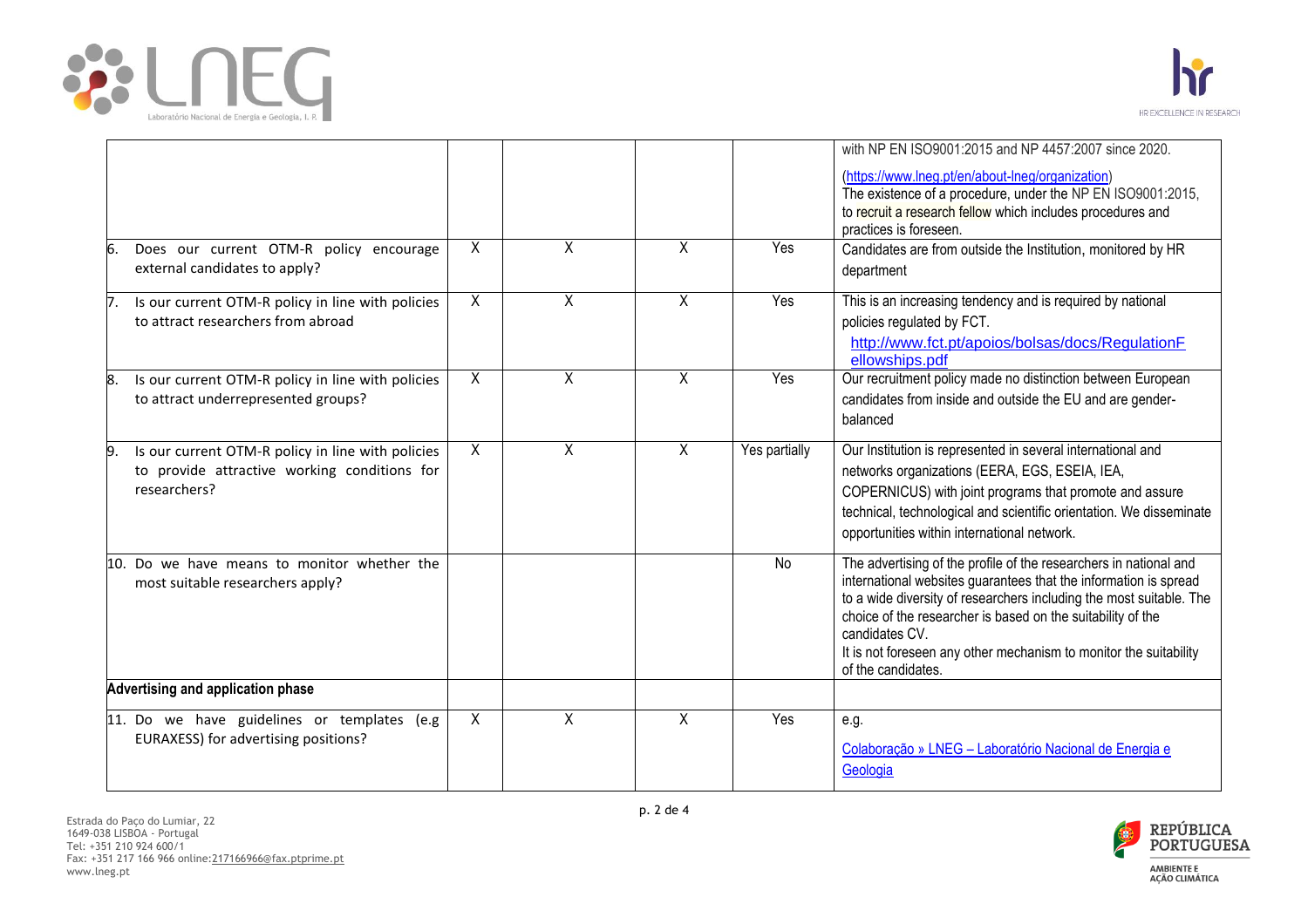| | | | | | |
|---|---|---|---|---|---|
| | | | | | with NP EN ISO9001:2015 and NP 4457:2007 since 2020. (https://www.lneg.pt/en/about-lneg/organization) The existence of a procedure, under the NP EN ISO9001:2015, to recruit a research fellow which includes procedures and practices is foreseen. |
| 6. Does our current OTM-R policy encourage external candidates to apply? | X | X | X | Yes | Candidates are from outside the Institution, monitored by HR department |
| 7. Is our current OTM-R policy in line with policies to attract researchers from abroad | X | X | X | Yes | This is an increasing tendency and is required by national policies regulated by FCT. http://www.fct.pt/apoios/bolsas/docs/RegulationFellowships.pdf |
| 8. Is our current OTM-R policy in line with policies to attract underrepresented groups? | X | X | X | Yes | Our recruitment policy made no distinction between European candidates from inside and outside the EU and are gender-balanced |
| 9. Is our current OTM-R policy in line with policies to provide attractive working conditions for researchers? | X | X | X | Yes partially | Our Institution is represented in several international and networks organizations (EERA, EGS, ESEIA, IEA, COPERNICUS) with joint programs that promote and assure technical, technological and scientific orientation. We disseminate opportunities within international network. |
| 10. Do we have means to monitor whether the most suitable researchers apply? | | | | No | The advertising of the profile of the researchers in national and international websites guarantees that the information is spread to a wide diversity of researchers including the most suitable. The choice of the researcher is based on the suitability of the candidates CV. It is not foreseen any other mechanism to monitor the suitability of the candidates. |
| **Advertising and application phase** | | | | | |
| 11. Do we have guidelines or templates (e.g EURAXESS) for advertising positions? | X | X | X | Yes | e.g. Colaboração » LNEG – Laboratório Nacional de Energia e Geologia |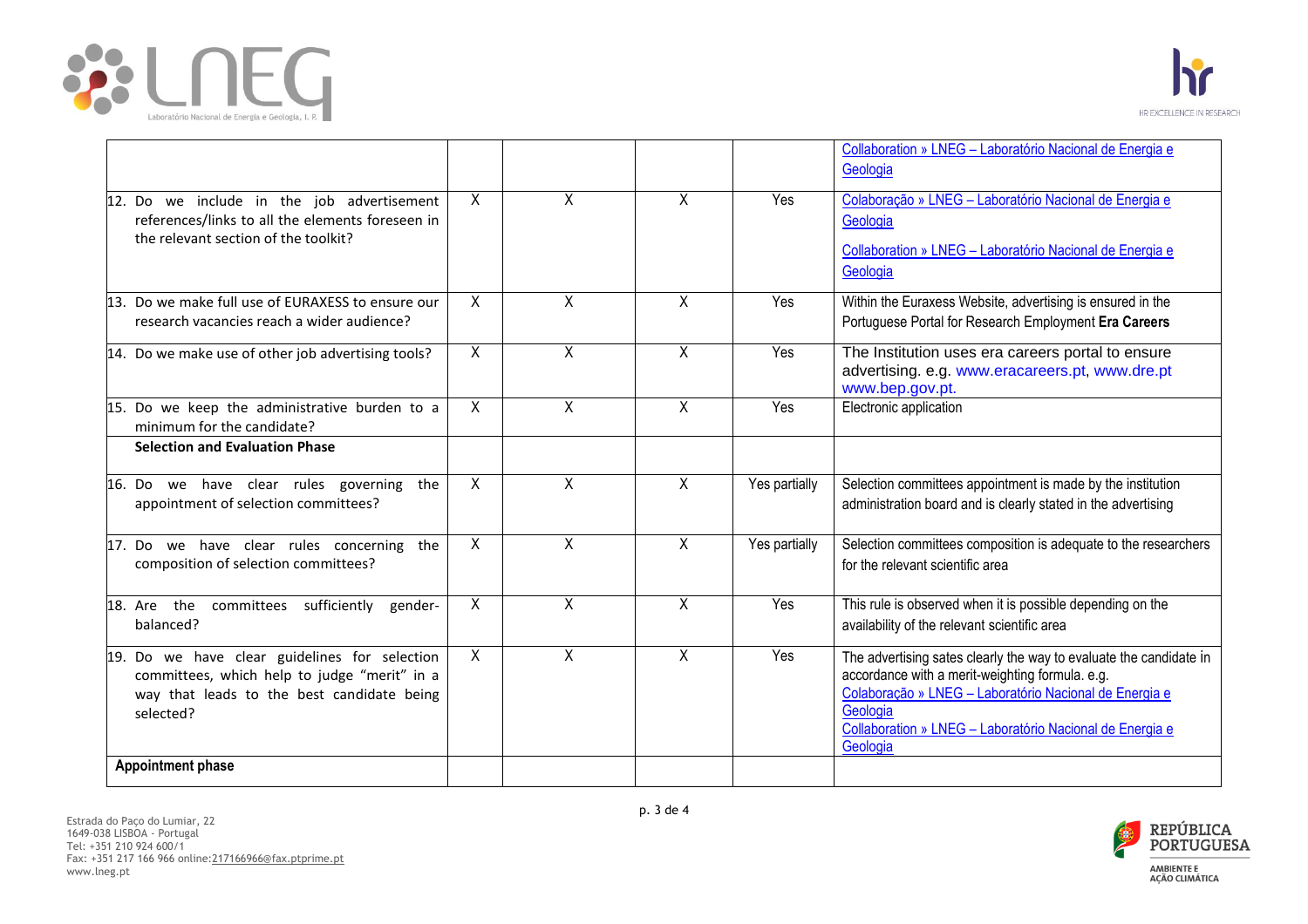|  |  |  |  |  | Collaboration » LNEG – Laboratório Nacional de Energia e Geologia |
|---|---|---|---|---|---|
| 12. Do we include in the job advertisement references/links to all the elements foreseen in the relevant section of the toolkit? | X | X | X | Yes | Colaboração » LNEG – Laboratório Nacional de Energia e Geologia<br>Collaboration » LNEG – Laboratório Nacional de Energia e Geologia |
| 13. Do we make full use of EURAXESS to ensure our research vacancies reach a wider audience? | X | X | X | Yes | Within the Euraxess Website, advertising is ensured in the Portuguese Portal for Research Employment **Era Careers** |
| 14. Do we make use of other job advertising tools? | X | X | X | Yes | The Institution uses era careers portal to ensure advertising. e.g. www.eracareers.pt, www.dre.pt www.bep.gov.pt. |
| 15. Do we keep the administrative burden to a minimum for the candidate? | X | X | X | Yes | Electronic application |
| **Selection and Evaluation Phase** |  |  |  |  |  |
| 16. Do we have clear rules governing the appointment of selection committees? | X | X | X | Yes partially | Selection committees appointment is made by the institution administration board and is clearly stated in the advertising |
| 17. Do we have clear rules concerning the composition of selection committees? | X | X | X | Yes partially | Selection committees composition is adequate to the researchers for the relevant scientific area |
| 18. Are the committees sufficiently gender-balanced? | X | X | X | Yes | This rule is observed when it is possible depending on the availability of the relevant scientific area |
| 19. Do we have clear guidelines for selection committees, which help to judge "merit" in a way that leads to the best candidate being selected? | X | X | X | Yes | The advertising sates clearly the way to evaluate the candidate in accordance with a merit-weighting formula. e.g. Colaboração » LNEG – Laboratório Nacional de Energia e Geologia<br>Collaboration » LNEG – Laboratório Nacional de Energia e Geologia |
| **Appointment phase** |  |  |  |  |  |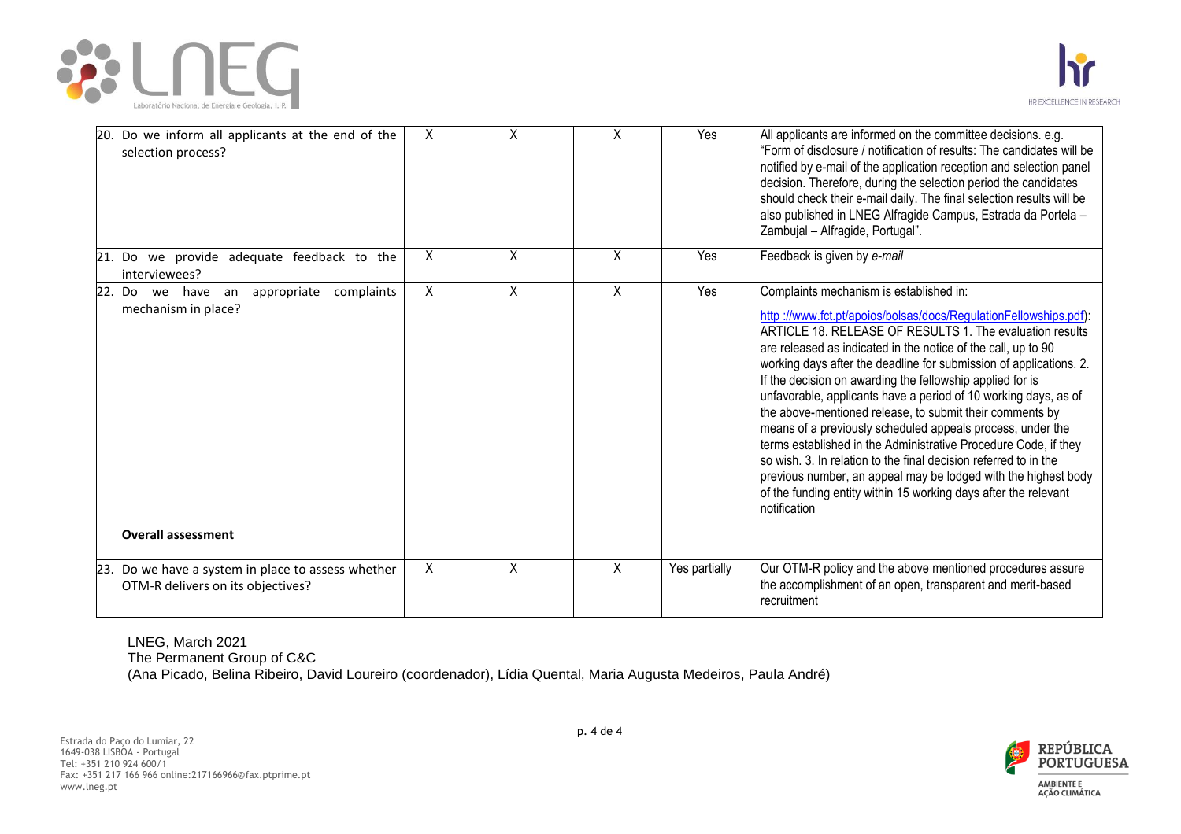| | | | | | |
|---|---|---|---|---|---|
| 20. Do we inform all applicants at the end of the selection process? | X | X | X | Yes | All applicants are informed on the committee decisions. e.g. "Form of disclosure / notification of results: The candidates will be notified by e-mail of the application reception and selection panel decision. Therefore, during the selection period the candidates should check their e-mail daily. The final selection results will be also published in LNEG Alfragide Campus, Estrada da Portela – Zambujal – Alfragide, Portugal". |
| 21. Do we provide adequate feedback to the interviewees? | X | X | X | Yes | Feedback is given by *e-mail* |
| 22. Do we have an appropriate complaints mechanism in place? | X | X | X | Yes | Complaints mechanism is established in: http ://www.fct.pt/apoios/bolsas/docs/RegulationFellowships.pdf): ARTICLE 18. RELEASE OF RESULTS 1. The evaluation results are released as indicated in the notice of the call, up to 90 working days after the deadline for submission of applications. 2. If the decision on awarding the fellowship applied for is unfavorable, applicants have a period of 10 working days, as of the above-mentioned release, to submit their comments by means of a previously scheduled appeals process, under the terms established in the Administrative Procedure Code, if they so wish. 3. In relation to the final decision referred to in the previous number, an appeal may be lodged with the highest body of the funding entity within 15 working days after the relevant notification |
| **Overall assessment** | | | | | |
| 23. Do we have a system in place to assess whether OTM-R delivers on its objectives? | X | X | X | Yes partially | Our OTM-R policy and the above mentioned procedures assure the accomplishment of an open, transparent and merit-based recruitment |

LNEG, March 2021
The Permanent Group of C&C
(Ana Picado, Belina Ribeiro, David Loureiro (coordenador), Lídia Quental, Maria Augusta Medeiros, Paula André)